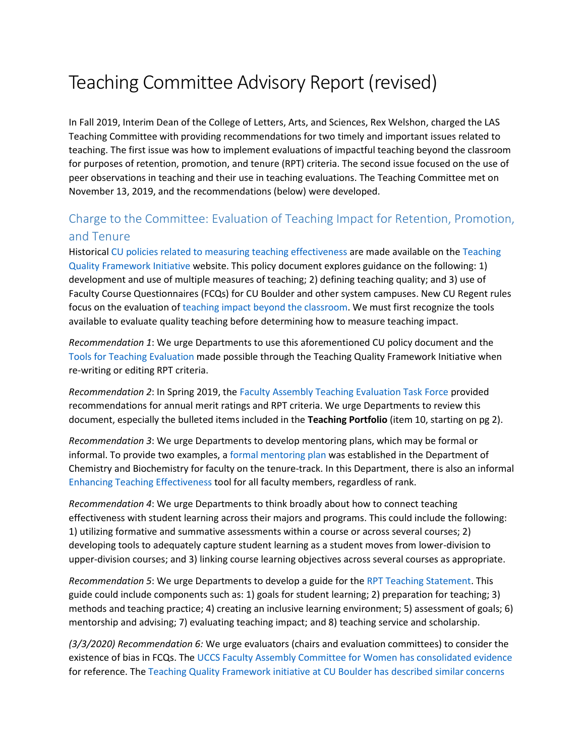# Teaching Committee Advisory Report (revised)

In Fall 2019, Interim Dean of the College of Letters, Arts, and Sciences, Rex Welshon, charged the LAS Teaching Committee with providing recommendations for two timely and important issues related to teaching. The first issue was how to implement evaluations of impactful teaching beyond the classroom for purposes of retention, promotion, and tenure (RPT) criteria. The second issue focused on the use of peer observations in teaching and their use in teaching evaluations. The Teaching Committee met on November 13, 2019, and the recommendations (below) were developed.

## Charge to the Committee: Evaluation of Teaching Impact for Retention, Promotion, and Tenure

Historical CU policies related to measuring teaching effectiveness are made available on the Teaching Quality Framework Initiative website. This policy document explores guidance on the following: 1) development and use of multiple measures of teaching; 2) defining teaching quality; and 3) use of Faculty Course Questionnaires (FCQs) for CU Boulder and other system campuses. New CU Regent rules focus on the evaluation of teaching impact beyond the classroom. We must first recognize the tools available to evaluate quality teaching before determining how to measure teaching impact.

*Recommendation 1*: We urge Departments to use this aforementioned CU policy document and the Tools for Teaching Evaluation made possible through the Teaching Quality Framework Initiative when re-writing or editing RPT criteria.

*Recommendation 2*: In Spring 2019, the Faculty Assembly Teaching Evaluation Task Force provided recommendations for annual merit ratings and RPT criteria. We urge Departments to review this document, especially the bulleted items included in the **Teaching Portfolio** (item 10, starting on pg 2).

*Recommendation 3*: We urge Departments to develop mentoring plans, which may be formal or informal. To provide two examples, a formal mentoring plan was established in the Department of Chemistry and Biochemistry for faculty on the tenure-track. In this Department, there is also an informal Enhancing Teaching Effectiveness tool for all faculty members, regardless of rank.

*Recommendation 4*: We urge Departments to think broadly about how to connect teaching effectiveness with student learning across their majors and programs. This could include the following: 1) utilizing formative and summative assessments within a course or across several courses; 2) developing tools to adequately capture student learning as a student moves from lower-division to upper-division courses; and 3) linking course learning objectives across several courses as appropriate.

*Recommendation 5*: We urge Departments to develop a guide for the RPT Teaching Statement. This guide could include components such as: 1) goals for student learning; 2) preparation for teaching; 3) methods and teaching practice; 4) creating an inclusive learning environment; 5) assessment of goals; 6) mentorship and advising; 7) evaluating teaching impact; and 8) teaching service and scholarship.

*(3/3/2020) Recommendation 6:* We urge evaluators (chairs and evaluation committees) to consider the existence of bias in FCQs. The UCCS Faculty Assembly Committee for Women has consolidated evidence for reference. The Teaching Quality Framework initiative at CU Boulder has described similar concerns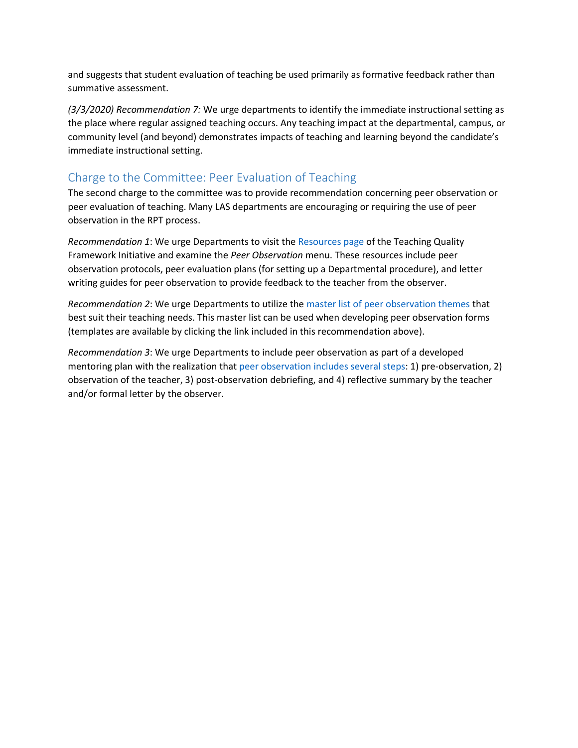and suggests that student evaluation of teaching be used primarily as formative feedback rather than summative assessment.

*(3/3/2020) Recommendation 7:* We urge departments to identify the immediate instructional setting as the place where regular assigned teaching occurs. Any teaching impact at the departmental, campus, or community level (and beyond) demonstrates impacts of teaching and learning beyond the candidate's immediate instructional setting.

## Charge to the Committee: Peer Evaluation of Teaching

The second charge to the committee was to provide recommendation concerning peer observation or peer evaluation of teaching. Many LAS departments are encouraging or requiring the use of peer observation in the RPT process.

*Recommendation 1*: We urge Departments to visit the Resources page of the Teaching Quality Framework Initiative and examine the *Peer Observation* menu. These resources include peer observation protocols, peer evaluation plans (for setting up a Departmental procedure), and letter writing guides for peer observation to provide feedback to the teacher from the observer.

*Recommendation 2*: We urge Departments to utilize the master list of peer observation themes that best suit their teaching needs. This master list can be used when developing peer observation forms (templates are available by clicking the link included in this recommendation above).

*Recommendation 3*: We urge Departments to include peer observation as part of a developed mentoring plan with the realization that peer observation includes several steps: 1) pre-observation, 2) observation of the teacher, 3) post-observation debriefing, and 4) reflective summary by the teacher and/or formal letter by the observer.